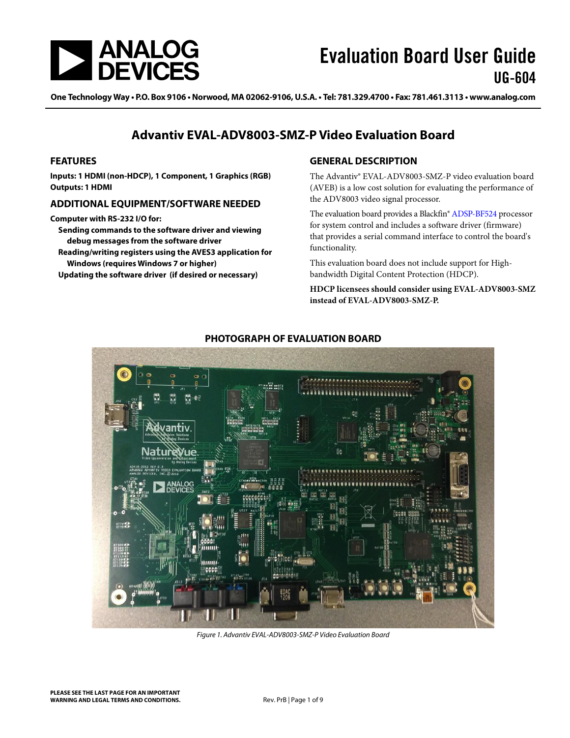# Evaluation Board User Guide
## UG-604

One Technology Way • P.O. Box 9106 • Norwood, MA 02062-9106, U.S.A. • Tel: 781.329.4700 • Fax: 781.461.3113 • www.analog.com

# Advantiv EVAL-ADV8003-SMZ-P Video Evaluation Board

## FEATURES

**Inputs: 1 HDMI (non-HDCP), 1 Component, 1 Graphics (RGB)**
**Outputs: 1 HDMI**

## ADDITIONAL EQUIPMENT/SOFTWARE NEEDED

**Computer with RS-232 I/O for:**

- **Sending commands to the software driver and viewing debug messages from the software driver**
- **Reading/writing registers using the AVES3 application for Windows (requires Windows 7 or higher)**
- **Updating the software driver (if desired or necessary)**

## GENERAL DESCRIPTION

The Advantiv® EVAL-ADV8003-SMZ-P video evaluation board (AVEB) is a low cost solution for evaluating the performance of the ADV8003 video signal processor.

The evaluation board provides a Blackfin® ADSP-BF524 processor for system control and includes a software driver (firmware) that provides a serial command interface to control the board's functionality.

This evaluation board does not include support for High-bandwidth Digital Content Protection (HDCP).

**HDCP licensees should consider using EVAL-ADV8003-SMZ instead of EVAL-ADV8003-SMZ-P.**

## PHOTOGRAPH OF EVALUATION BOARD

*Figure 1. Advantiv EVAL-ADV8003-SMZ-P Video Evaluation Board*

**PLEASE SEE THE LAST PAGE FOR AN IMPORTANT WARNING AND LEGAL TERMS AND CONDITIONS.**

Rev. PrB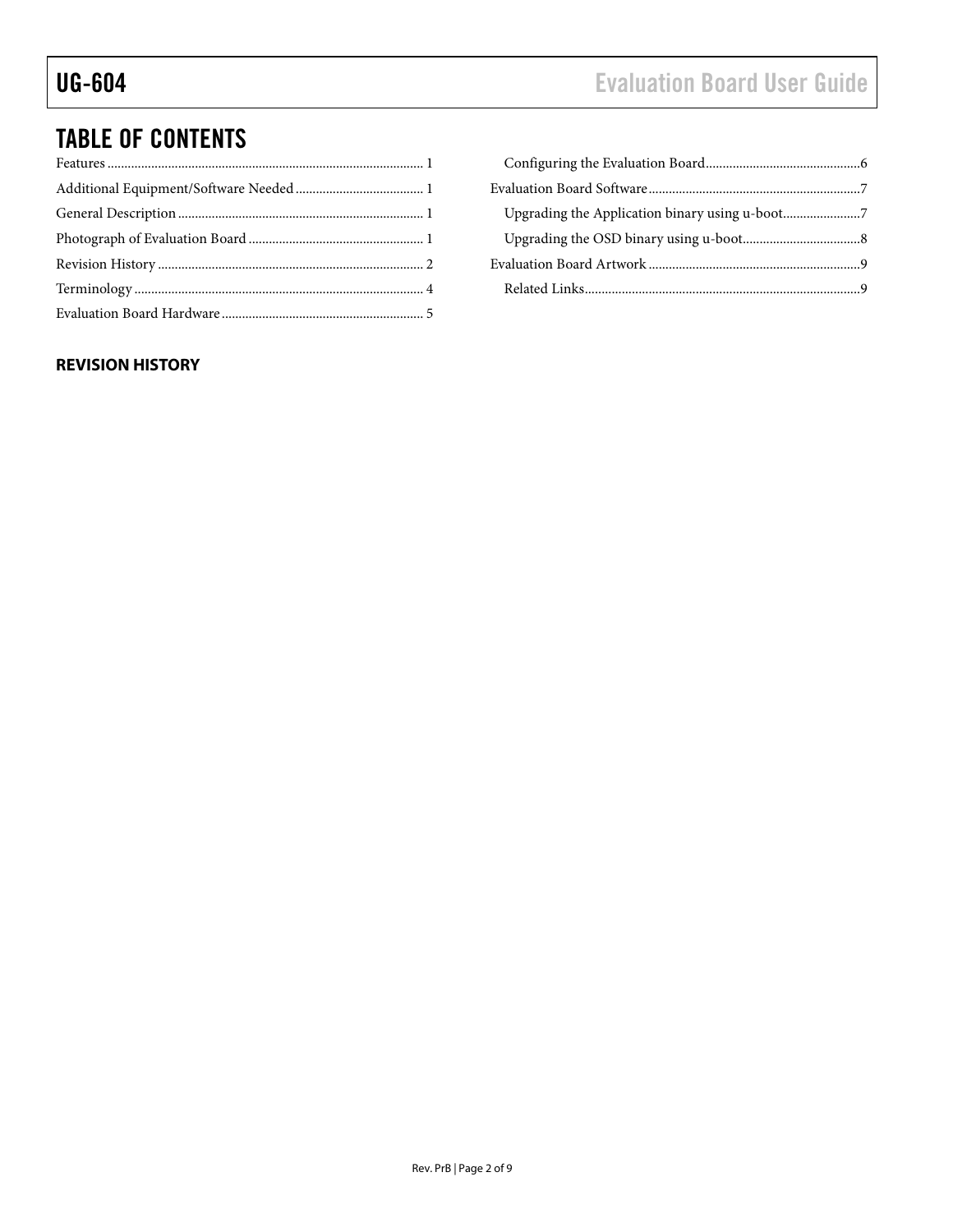## TABLE OF CONTENTS

Features ........................................................ 1
Additional Equipment/Software Needed ........................ 1
General Description ........................................... 1
Photograph of Evaluation Board .............................. 1
Revision History ............................................... 2
Terminology .................................................... 4
Evaluation Board Hardware .................................... 5
  Configuring the Evaluation Board ........................... 6
Evaluation Board Software ..................................... 7
  Upgrading the Application binary using u-boot ............. 7
  Upgrading the OSD binary using u-boot ...................... 8
Evaluation Board Artwork ...................................... 9
  Related Links ................................................. 9

### REVISION HISTORY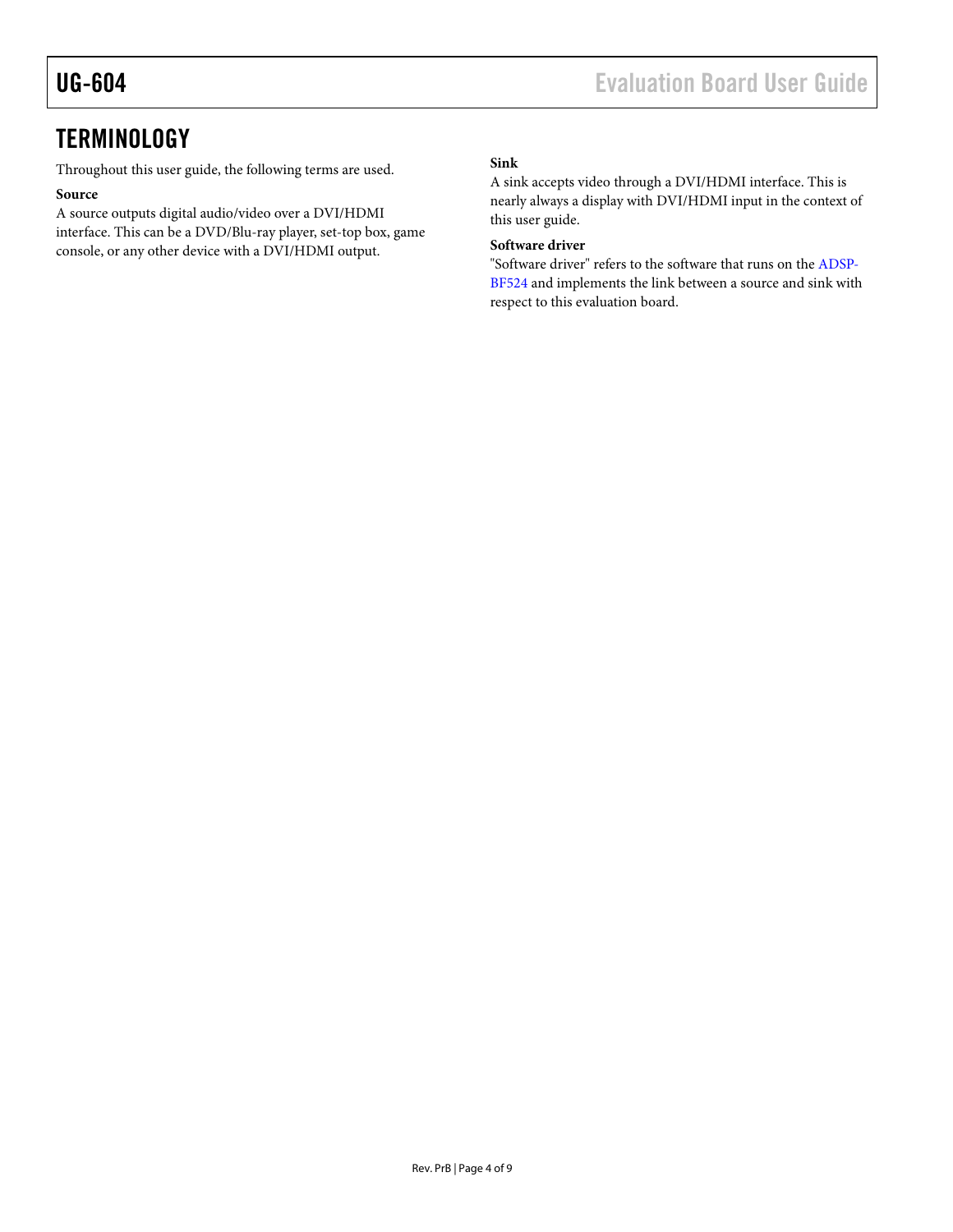## TERMINOLOGY

Throughout this user guide, the following terms are used.

**Source**
A source outputs digital audio/video over a DVI/HDMI interface. This can be a DVD/Blu-ray player, set-top box, game console, or any other device with a DVI/HDMI output.

**Sink**
A sink accepts video through a DVI/HDMI interface. This is nearly always a display with DVI/HDMI input in the context of this user guide.

**Software driver**
"Software driver" refers to the software that runs on the ADSP-BF524 and implements the link between a source and sink with respect to this evaluation board.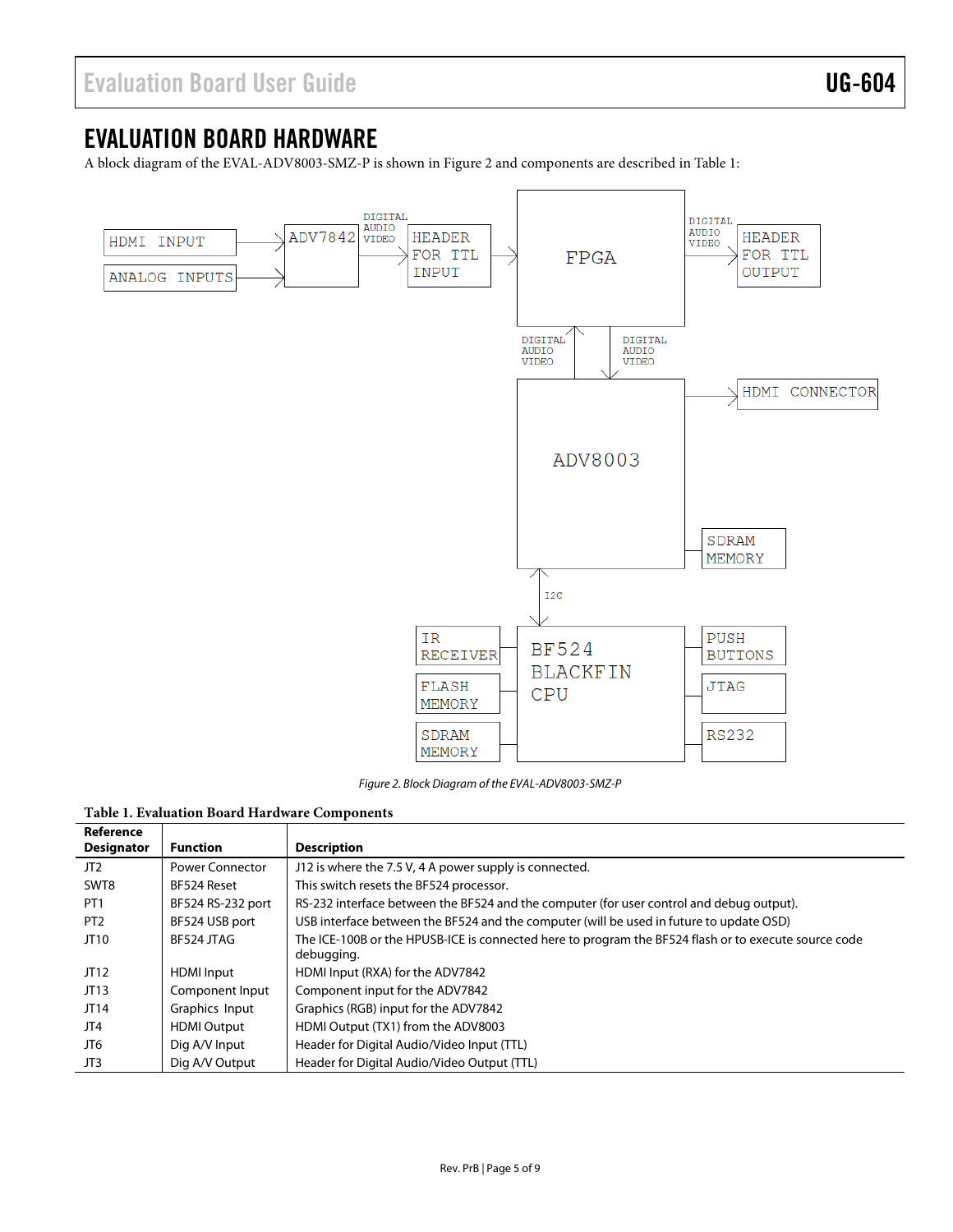## EVALUATION BOARD HARDWARE

A block diagram of the EVAL-ADV8003-SMZ-P is shown in Figure 2 and components are described in Table 1:

*Figure 2. Block Diagram of the EVAL-ADV8003-SMZ-P*

**Table 1. Evaluation Board Hardware Components**

| Reference Designator | Function | Description |
|---|---|---|
| JT2 | Power Connector | J12 is where the 7.5 V, 4 A power supply is connected. |
| SWT8 | BF524 Reset | This switch resets the BF524 processor. |
| PT1 | BF524 RS-232 port | RS-232 interface between the BF524 and the computer (for user control and debug output). |
| PT2 | BF524 USB port | USB interface between the BF524 and the computer (will be used in future to update OSD) |
| JT10 | BF524 JTAG | The ICE-100B or the HPUSB-ICE is connected here to program the BF524 flash or to execute source code debugging. |
| JT12 | HDMI Input | HDMI Input (RXA) for the ADV7842 |
| JT13 | Component Input | Component input for the ADV7842 |
| JT14 | Graphics Input | Graphics (RGB) input for the ADV7842 |
| JT4 | HDMI Output | HDMI Output (TX1) from the ADV8003 |
| JT6 | Dig A/V Input | Header for Digital Audio/Video Input (TTL) |
| JT3 | Dig A/V Output | Header for Digital Audio/Video Output (TTL) |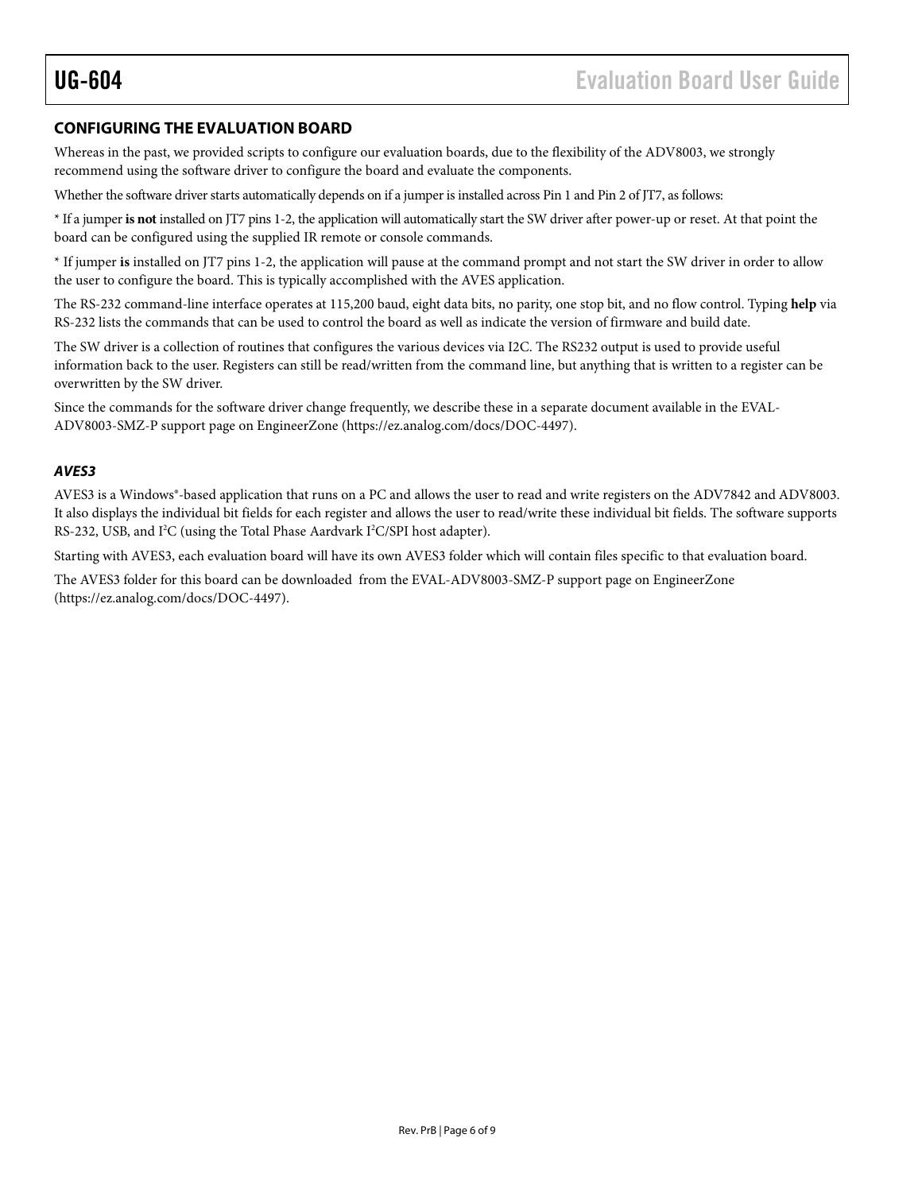## CONFIGURING THE EVALUATION BOARD

Whereas in the past, we provided scripts to configure our evaluation boards, due to the flexibility of the ADV8003, we strongly recommend using the software driver to configure the board and evaluate the components.

Whether the software driver starts automatically depends on if a jumper is installed across Pin 1 and Pin 2 of JT7, as follows:

* If a jumper **is not** installed on JT7 pins 1-2, the application will automatically start the SW driver after power-up or reset. At that point the board can be configured using the supplied IR remote or console commands.

* If jumper **is** installed on JT7 pins 1-2, the application will pause at the command prompt and not start the SW driver in order to allow the user to configure the board. This is typically accomplished with the AVES application.

The RS-232 command-line interface operates at 115,200 baud, eight data bits, no parity, one stop bit, and no flow control. Typing **help** via RS-232 lists the commands that can be used to control the board as well as indicate the version of firmware and build date.

The SW driver is a collection of routines that configures the various devices via I2C. The RS232 output is used to provide useful information back to the user. Registers can still be read/written from the command line, but anything that is written to a register can be overwritten by the SW driver.

Since the commands for the software driver change frequently, we describe these in a separate document available in the EVAL-ADV8003-SMZ-P support page on EngineerZone (https://ez.analog.com/docs/DOC-4497).

### *AVES3*

AVES3 is a Windows®-based application that runs on a PC and allows the user to read and write registers on the ADV7842 and ADV8003. It also displays the individual bit fields for each register and allows the user to read/write these individual bit fields. The software supports RS-232, USB, and I²C (using the Total Phase Aardvark I²C/SPI host adapter).

Starting with AVES3, each evaluation board will have its own AVES3 folder which will contain files specific to that evaluation board.

The AVES3 folder for this board can be downloaded from the EVAL-ADV8003-SMZ-P support page on EngineerZone (https://ez.analog.com/docs/DOC-4497).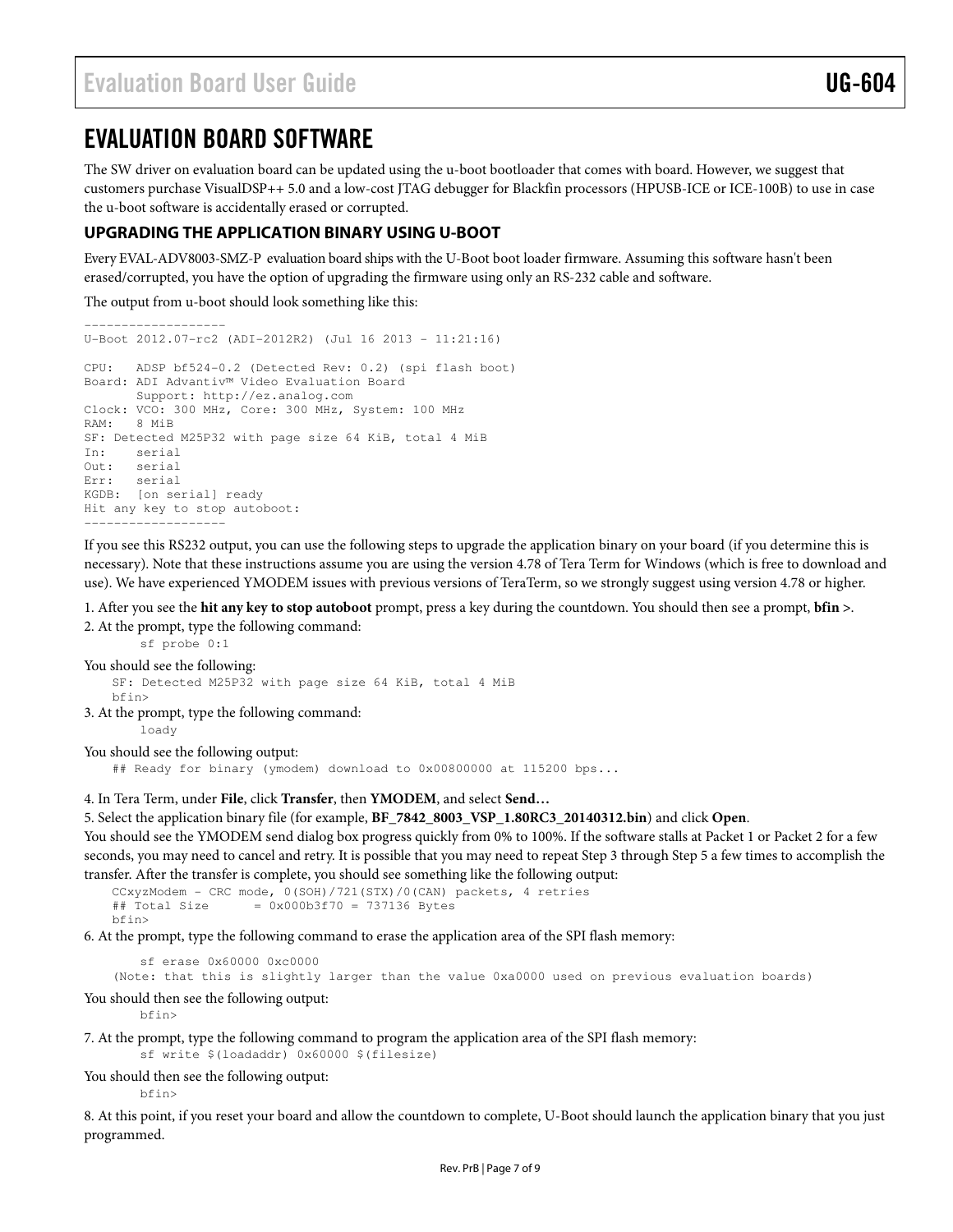# EVALUATION BOARD SOFTWARE

The SW driver on evaluation board can be updated using the u-boot bootloader that comes with board. However, we suggest that customers purchase VisualDSP++ 5.0 and a low-cost JTAG debugger for Blackfin processors (HPUSB-ICE or ICE-100B) to use in case the u-boot software is accidentally erased or corrupted.

## UPGRADING THE APPLICATION BINARY USING U-BOOT

Every EVAL-ADV8003-SMZ-P evaluation board ships with the U-Boot boot loader firmware. Assuming this software hasn't been erased/corrupted, you have the option of upgrading the firmware using only an RS-232 cable and software.

The output from u-boot should look something like this:

```
-------------------
U-Boot 2012.07-rc2 (ADI-2012R2) (Jul 16 2013 - 11:21:16)

CPU:   ADSP bf524-0.2 (Detected Rev: 0.2) (spi flash boot)
Board: ADI Advantiv™ Video Evaluation Board
       Support: http://ez.analog.com
Clock: VCO: 300 MHz, Core: 300 MHz, System: 100 MHz
RAM:   8 MiB
SF: Detected M25P32 with page size 64 KiB, total 4 MiB
In:    serial
Out:   serial
Err:   serial
KGDB:  [on serial] ready
Hit any key to stop autoboot:
-------------------
```

If you see this RS232 output, you can use the following steps to upgrade the application binary on your board (if you determine this is necessary). Note that these instructions assume you are using the version 4.78 of Tera Term for Windows (which is free to download and use). We have experienced YMODEM issues with previous versions of TeraTerm, so we strongly suggest using version 4.78 or higher.

1. After you see the **hit any key to stop autoboot** prompt, press a key during the countdown. You should then see a prompt, **bfin >**.

2. At the prompt, type the following command:

```
sf probe 0:1
```

You should see the following:

```
SF: Detected M25P32 with page size 64 KiB, total 4 MiB
bfin>
```

3. At the prompt, type the following command:

```
loady
```

You should see the following output:

```
## Ready for binary (ymodem) download to 0x00800000 at 115200 bps...
```

4. In Tera Term, under **File**, click **Transfer**, then **YMODEM**, and select **Send…**

5. Select the application binary file (for example, **BF_7842_8003_VSP_1.80RC3_20140312.bin**) and click **Open**.

You should see the YMODEM send dialog box progress quickly from 0% to 100%. If the software stalls at Packet 1 or Packet 2 for a few seconds, you may need to cancel and retry. It is possible that you may need to repeat Step 3 through Step 5 a few times to accomplish the transfer. After the transfer is complete, you should see something like the following output:

```
CCxyzModem - CRC mode, 0(SOH)/721(STX)/0(CAN) packets, 4 retries
## Total Size      = 0x000b3f70 = 737136 Bytes
bfin>
```

6. At the prompt, type the following command to erase the application area of the SPI flash memory:

```
sf erase 0x60000 0xc0000
```

```
(Note: that this is slightly larger than the value 0xa0000 used on previous evaluation boards)
```

You should then see the following output:

```
bfin>
```

7. At the prompt, type the following command to program the application area of the SPI flash memory:

```
sf write $(loadaddr) 0x60000 $(filesize)
```

You should then see the following output:

```
bfin>
```

8. At this point, if you reset your board and allow the countdown to complete, U-Boot should launch the application binary that you just programmed.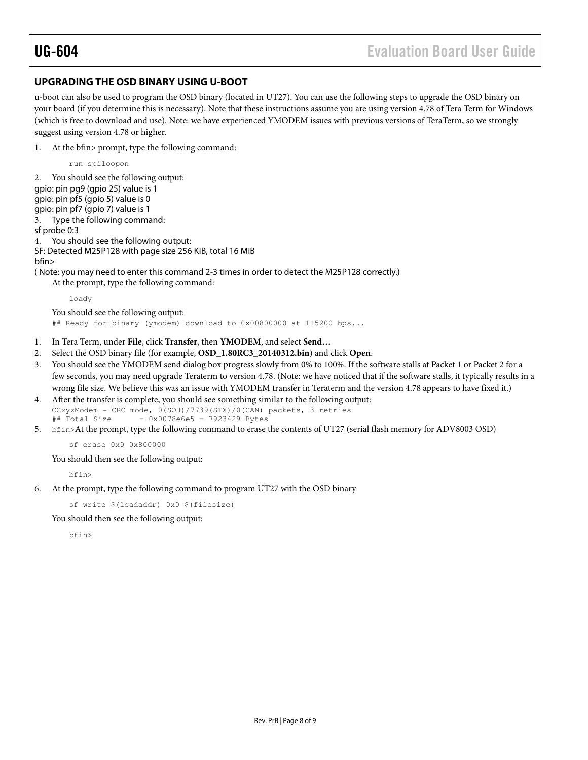## UPGRADING THE OSD BINARY USING U-BOOT

u-boot can also be used to program the OSD binary (located in UT27). You can use the following steps to upgrade the OSD binary on your board (if you determine this is necessary). Note that these instructions assume you are using version 4.78 of Tera Term for Windows (which is free to download and use). Note: we have experienced YMODEM issues with previous versions of TeraTerm, so we strongly suggest using version 4.78 or higher.

1. At the bfin> prompt, type the following command:

```
run spiloopon
```

2. You should see the following output:

gpio: pin pg9 (gpio 25) value is 1
gpio: pin pf5 (gpio 5) value is 0
gpio: pin pf7 (gpio 7) value is 1

3. Type the following command:

sf probe 0:3

4. You should see the following output:

SF: Detected M25P128 with page size 256 KiB, total 16 MiB
bfin>

( Note: you may need to enter this command 2-3 times in order to detect the M25P128 correctly.)

At the prompt, type the following command:

```
loady
```

You should see the following output:

```
## Ready for binary (ymodem) download to 0x00800000 at 115200 bps...
```

1. In Tera Term, under **File**, click **Transfer**, then **YMODEM**, and select **Send…**
2. Select the OSD binary file (for example, **OSD_1.80RC3_20140312.bin**) and click **Open**.
3. You should see the YMODEM send dialog box progress slowly from 0% to 100%. If the software stalls at Packet 1 or Packet 2 for a few seconds, you may need upgrade Teraterm to version 4.78. (Note: we have noticed that if the software stalls, it typically results in a wrong file size. We believe this was an issue with YMODEM transfer in Teraterm and the version 4.78 appears to have fixed it.)
4. After the transfer is complete, you should see something similar to the following output:

```
CCxyzModem - CRC mode, 0(SOH)/7739(STX)/0(CAN) packets, 3 retries
## Total Size      = 0x0078e6e5 = 7923429 Bytes
```

5. `bfin>`At the prompt, type the following command to erase the contents of UT27 (serial flash memory for ADV8003 OSD)

```
sf erase 0x0 0x800000
```

You should then see the following output:

```
bfin>
```

6. At the prompt, type the following command to program UT27 with the OSD binary

```
sf write $(loadaddr) 0x0 $(filesize)
```

You should then see the following output:

```
bfin>
```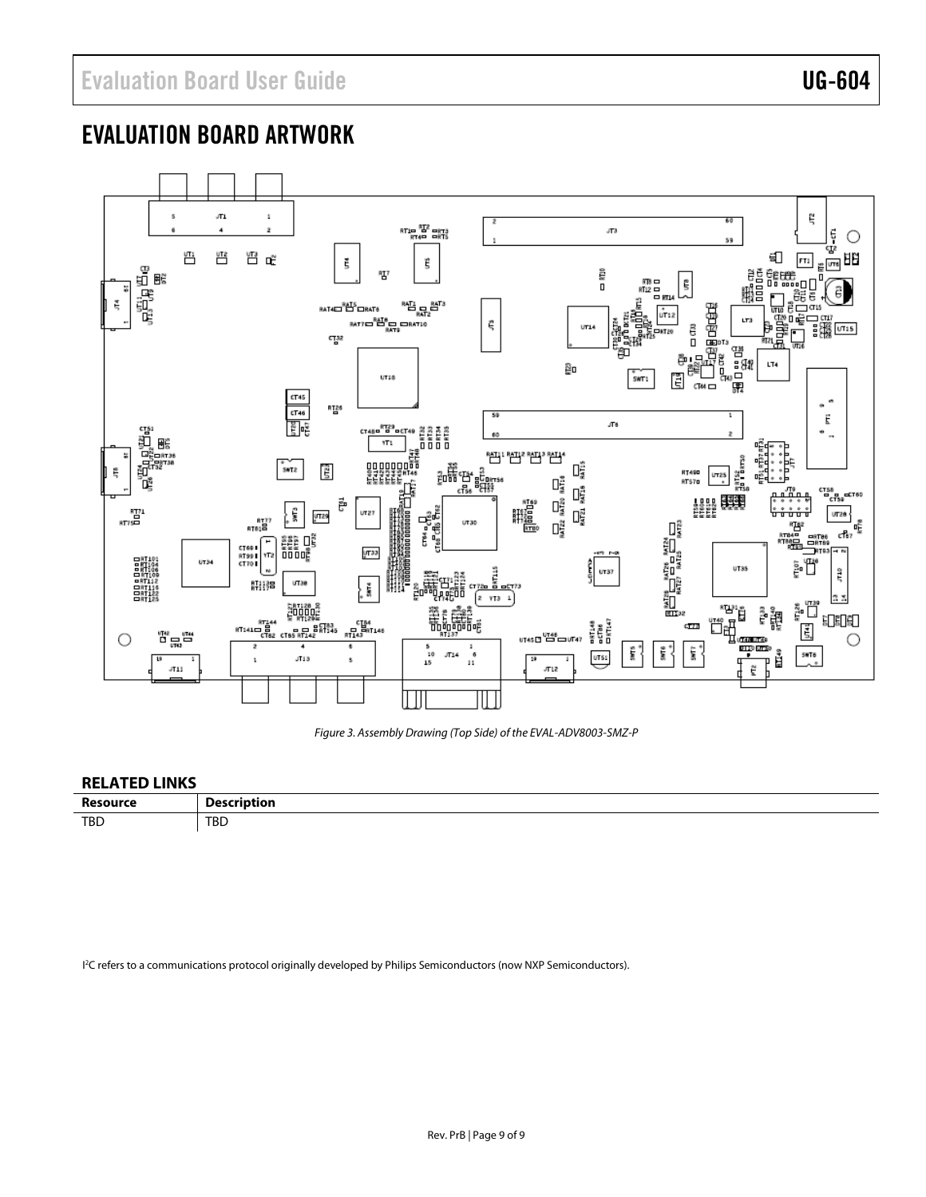## EVALUATION BOARD ARTWORK

*Figure 3. Assembly Drawing (Top Side) of the EVAL-ADV8003-SMZ-P*

### RELATED LINKS

| Resource | Description |
|---|---|
| TBD | TBD |

I²C refers to a communications protocol originally developed by Philips Semiconductors (now NXP Semiconductors).